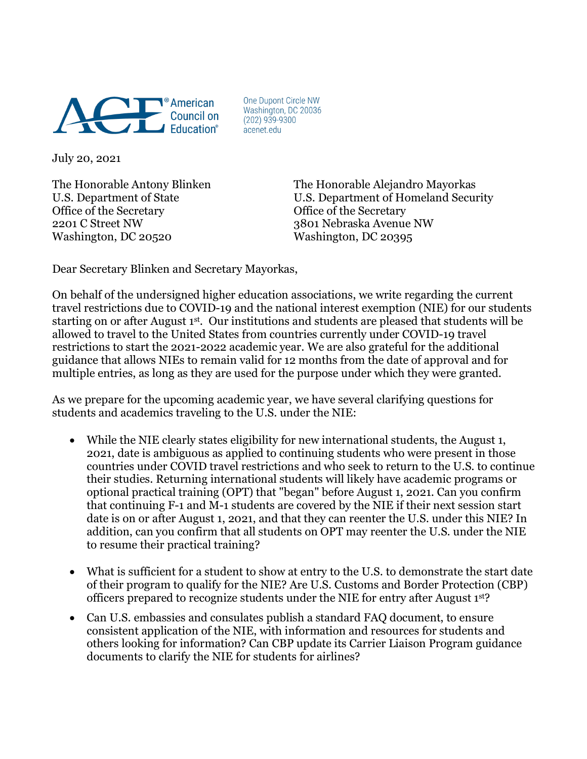American Council on Education®

One Dupont Circle NW
Washington, DC 20036
(202) 939-9300
acenet.edu

July 20, 2021

The Honorable Antony Blinken
U.S. Department of State
Office of the Secretary
2201 C Street NW
Washington, DC 20520

The Honorable Alejandro Mayorkas
U.S. Department of Homeland Security
Office of the Secretary
3801 Nebraska Avenue NW
Washington, DC 20395

Dear Secretary Blinken and Secretary Mayorkas,

On behalf of the undersigned higher education associations, we write regarding the current travel restrictions due to COVID-19 and the national interest exemption (NIE) for our students starting on or after August 1st. Our institutions and students are pleased that students will be allowed to travel to the United States from countries currently under COVID-19 travel restrictions to start the 2021-2022 academic year. We are also grateful for the additional guidance that allows NIEs to remain valid for 12 months from the date of approval and for multiple entries, as long as they are used for the purpose under which they were granted.

As we prepare for the upcoming academic year, we have several clarifying questions for students and academics traveling to the U.S. under the NIE:

- While the NIE clearly states eligibility for new international students, the August 1, 2021, date is ambiguous as applied to continuing students who were present in those countries under COVID travel restrictions and who seek to return to the U.S. to continue their studies. Returning international students will likely have academic programs or optional practical training (OPT) that "began" before August 1, 2021. Can you confirm that continuing F-1 and M-1 students are covered by the NIE if their next session start date is on or after August 1, 2021, and that they can reenter the U.S. under this NIE? In addition, can you confirm that all students on OPT may reenter the U.S. under the NIE to resume their practical training?
- What is sufficient for a student to show at entry to the U.S. to demonstrate the start date of their program to qualify for the NIE? Are U.S. Customs and Border Protection (CBP) officers prepared to recognize students under the NIE for entry after August 1st?
- Can U.S. embassies and consulates publish a standard FAQ document, to ensure consistent application of the NIE, with information and resources for students and others looking for information? Can CBP update its Carrier Liaison Program guidance documents to clarify the NIE for students for airlines?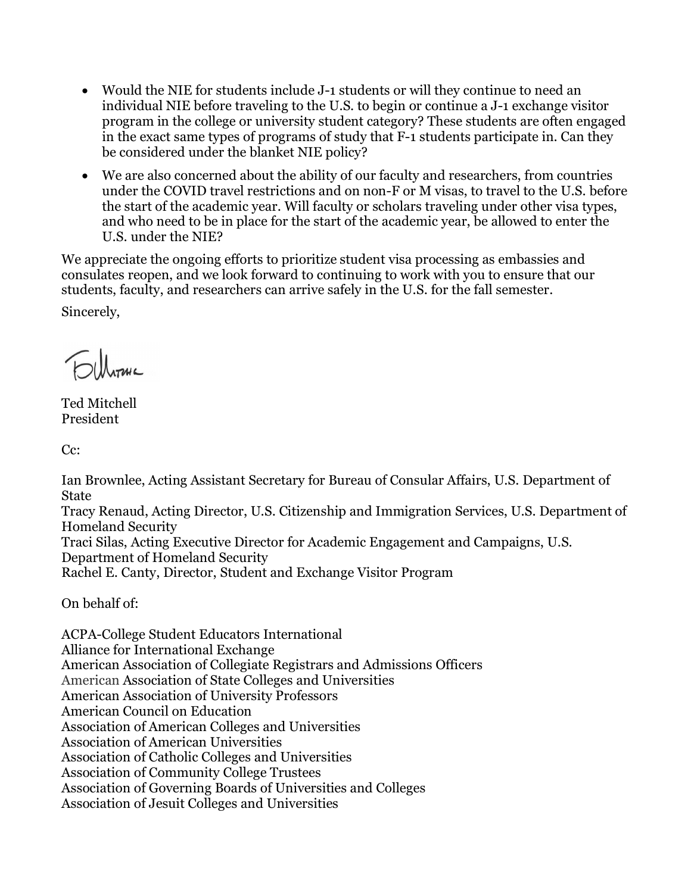- Would the NIE for students include J-1 students or will they continue to need an individual NIE before traveling to the U.S. to begin or continue a J-1 exchange visitor program in the college or university student category? These students are often engaged in the exact same types of programs of study that F-1 students participate in. Can they be considered under the blanket NIE policy?
- We are also concerned about the ability of our faculty and researchers, from countries under the COVID travel restrictions and on non-F or M visas, to travel to the U.S. before the start of the academic year. Will faculty or scholars traveling under other visa types, and who need to be in place for the start of the academic year, be allowed to enter the U.S. under the NIE?

We appreciate the ongoing efforts to prioritize student visa processing as embassies and consulates reopen, and we look forward to continuing to work with you to ensure that our students, faculty, and researchers can arrive safely in the U.S. for the fall semester.

Sincerely,

Ted Mitchell
President

Cc:

Ian Brownlee, Acting Assistant Secretary for Bureau of Consular Affairs, U.S. Department of State
Tracy Renaud, Acting Director, U.S. Citizenship and Immigration Services, U.S. Department of Homeland Security
Traci Silas, Acting Executive Director for Academic Engagement and Campaigns, U.S. Department of Homeland Security
Rachel E. Canty, Director, Student and Exchange Visitor Program

On behalf of:

ACPA-College Student Educators International
Alliance for International Exchange
American Association of Collegiate Registrars and Admissions Officers
American Association of State Colleges and Universities
American Association of University Professors
American Council on Education
Association of American Colleges and Universities
Association of American Universities
Association of Catholic Colleges and Universities
Association of Community College Trustees
Association of Governing Boards of Universities and Colleges
Association of Jesuit Colleges and Universities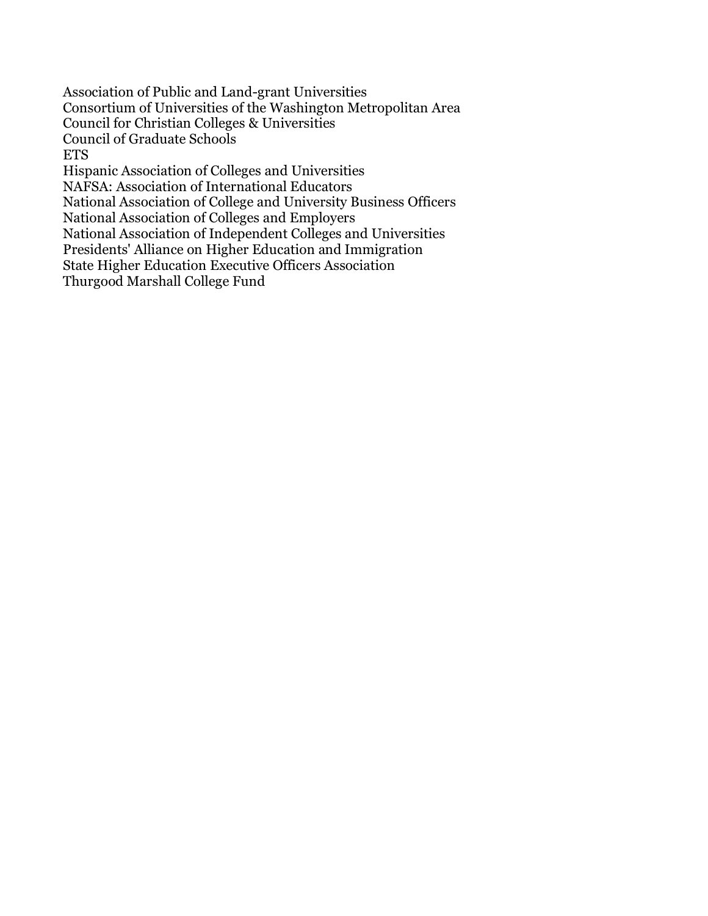Association of Public and Land-grant Universities
Consortium of Universities of the Washington Metropolitan Area
Council for Christian Colleges & Universities
Council of Graduate Schools
ETS
Hispanic Association of Colleges and Universities
NAFSA: Association of International Educators
National Association of College and University Business Officers
National Association of Colleges and Employers
National Association of Independent Colleges and Universities
Presidents' Alliance on Higher Education and Immigration
State Higher Education Executive Officers Association
Thurgood Marshall College Fund